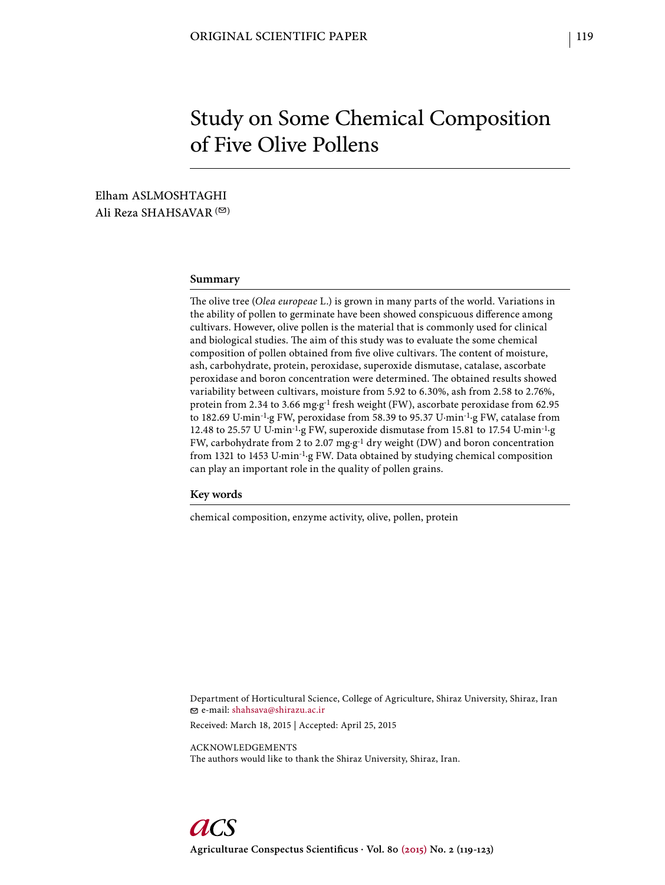# Study on Some Chemical Composition of Five Olive Pollens

Elham ASLMOSHTAGHI
Ali Reza SHAHSAVAR (✉)

## Summary

The olive tree (*Olea europeae* L.) is grown in many parts of the world. Variations in the ability of pollen to germinate have been showed conspicuous difference among cultivars. However, olive pollen is the material that is commonly used for clinical and biological studies. The aim of this study was to evaluate the some chemical composition of pollen obtained from five olive cultivars. The content of moisture, ash, carbohydrate, protein, peroxidase, superoxide dismutase, catalase, ascorbate peroxidase and boron concentration were determined. The obtained results showed variability between cultivars, moisture from 5.92 to 6.30%, ash from 2.58 to 2.76%, protein from 2.34 to 3.66 mg·g$^{-1}$ fresh weight (FW), ascorbate peroxidase from 62.95 to 182.69 U·min$^{-1}$·g FW, peroxidase from 58.39 to 95.37 U·min$^{-1}$·g FW, catalase from 12.48 to 25.57 U U·min$^{-1}$·g FW, superoxide dismutase from 15.81 to 17.54 U·min$^{-1}$·g FW, carbohydrate from 2 to 2.07 mg·g$^{-1}$ dry weight (DW) and boron concentration from 1321 to 1453 U·min$^{-1}$·g FW. Data obtained by studying chemical composition can play an important role in the quality of pollen grains.

## Key words

chemical composition, enzyme activity, olive, pollen, protein

Department of Horticultural Science, College of Agriculture, Shiraz University, Shiraz, Iran
✉ e-mail: shahsava@shirazu.ac.ir

Received: March 18, 2015 | Accepted: April 25, 2015

ACKNOWLEDGEMENTS
The authors would like to thank the Shiraz University, Shiraz, Iran.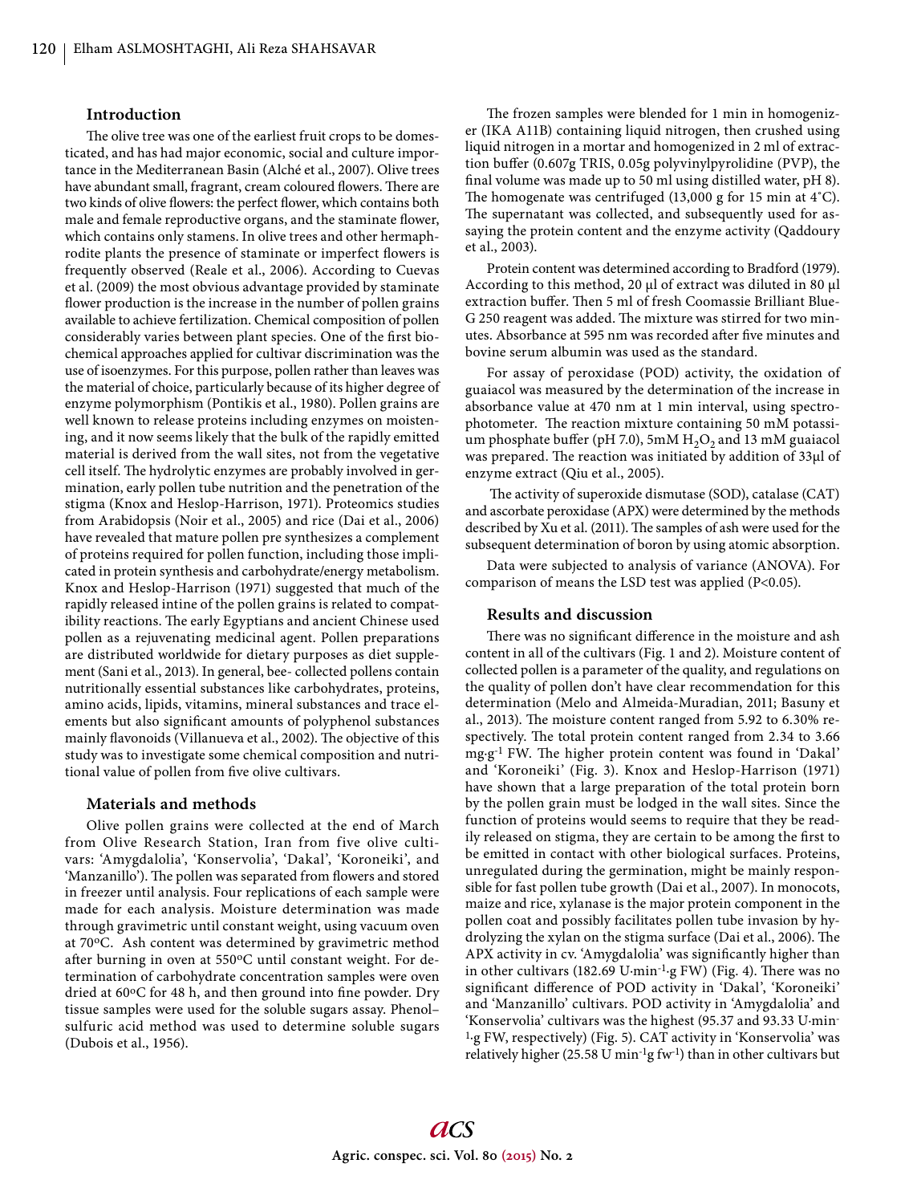## Introduction

The olive tree was one of the earliest fruit crops to be domesticated, and has had major economic, social and culture importance in the Mediterranean Basin (Alché et al., 2007). Olive trees have abundant small, fragrant, cream coloured flowers. There are two kinds of olive flowers: the perfect flower, which contains both male and female reproductive organs, and the staminate flower, which contains only stamens. In olive trees and other hermaphrodite plants the presence of staminate or imperfect flowers is frequently observed (Reale et al., 2006). According to Cuevas et al. (2009) the most obvious advantage provided by staminate flower production is the increase in the number of pollen grains available to achieve fertilization. Chemical composition of pollen considerably varies between plant species. One of the first biochemical approaches applied for cultivar discrimination was the use of isoenzymes. For this purpose, pollen rather than leaves was the material of choice, particularly because of its higher degree of enzyme polymorphism (Pontikis et al., 1980). Pollen grains are well known to release proteins including enzymes on moistening, and it now seems likely that the bulk of the rapidly emitted material is derived from the wall sites, not from the vegetative cell itself. The hydrolytic enzymes are probably involved in germination, early pollen tube nutrition and the penetration of the stigma (Knox and Heslop-Harrison, 1971). Proteomics studies from Arabidopsis (Noir et al., 2005) and rice (Dai et al., 2006) have revealed that mature pollen pre synthesizes a complement of proteins required for pollen function, including those implicated in protein synthesis and carbohydrate/energy metabolism. Knox and Heslop-Harrison (1971) suggested that much of the rapidly released intine of the pollen grains is related to compatibility reactions. The early Egyptians and ancient Chinese used pollen as a rejuvenating medicinal agent. Pollen preparations are distributed worldwide for dietary purposes as diet supplement (Sani et al., 2013). In general, bee- collected pollens contain nutritionally essential substances like carbohydrates, proteins, amino acids, lipids, vitamins, mineral substances and trace elements but also significant amounts of polyphenol substances mainly flavonoids (Villanueva et al., 2002). The objective of this study was to investigate some chemical composition and nutritional value of pollen from five olive cultivars.

## Materials and methods

Olive pollen grains were collected at the end of March from Olive Research Station, Iran from five olive cultivars: 'Amygdalolia', 'Konservolia', 'Dakal', 'Koroneiki', and 'Manzanillo'). The pollen was separated from flowers and stored in freezer until analysis. Four replications of each sample were made for each analysis. Moisture determination was made through gravimetric until constant weight, using vacuum oven at 70ºC. Ash content was determined by gravimetric method after burning in oven at 550ºC until constant weight. For determination of carbohydrate concentration samples were oven dried at 60ºC for 48 h, and then ground into fine powder. Dry tissue samples were used for the soluble sugars assay. Phenol–sulfuric acid method was used to determine soluble sugars (Dubois et al., 1956).

The frozen samples were blended for 1 min in homogenizer (IKA A11B) containing liquid nitrogen, then crushed using liquid nitrogen in a mortar and homogenized in 2 ml of extraction buffer (0.607g TRIS, 0.05g polyvinylpyrolidine (PVP), the final volume was made up to 50 ml using distilled water, pH 8). The homogenate was centrifuged (13,000 g for 15 min at 4˚C). The supernatant was collected, and subsequently used for assaying the protein content and the enzyme activity (Qaddoury et al., 2003).

Protein content was determined according to Bradford (1979). According to this method, 20 µl of extract was diluted in 80 µl extraction buffer. Then 5 ml of fresh Coomassie Brilliant Blue-G 250 reagent was added. The mixture was stirred for two minutes. Absorbance at 595 nm was recorded after five minutes and bovine serum albumin was used as the standard.

For assay of peroxidase (POD) activity, the oxidation of guaiacol was measured by the determination of the increase in absorbance value at 470 nm at 1 min interval, using spectrophotometer. The reaction mixture containing 50 mM potassium phosphate buffer (pH 7.0), 5mM $H_2O_2$ and 13 mM guaiacol was prepared. The reaction was initiated by addition of 33µl of enzyme extract (Qiu et al., 2005).

The activity of superoxide dismutase (SOD), catalase (CAT) and ascorbate peroxidase (APX) were determined by the methods described by Xu et al. (2011). The samples of ash were used for the subsequent determination of boron by using atomic absorption.

Data were subjected to analysis of variance (ANOVA). For comparison of means the LSD test was applied (P<0.05).

## Results and discussion

There was no significant difference in the moisture and ash content in all of the cultivars (Fig. 1 and 2). Moisture content of collected pollen is a parameter of the quality, and regulations on the quality of pollen don't have clear recommendation for this determination (Melo and Almeida-Muradian, 2011; Basuny et al., 2013). The moisture content ranged from 5.92 to 6.30% respectively. The total protein content ranged from 2.34 to 3.66 mg·g$^{-1}$ FW. The higher protein content was found in 'Dakal' and 'Koroneiki' (Fig. 3). Knox and Heslop-Harrison (1971) have shown that a large preparation of the total protein born by the pollen grain must be lodged in the wall sites. Since the function of proteins would seems to require that they be readily released on stigma, they are certain to be among the first to be emitted in contact with other biological surfaces. Proteins, unregulated during the germination, might be mainly responsible for fast pollen tube growth (Dai et al., 2007). In monocots, maize and rice, xylanase is the major protein component in the pollen coat and possibly facilitates pollen tube invasion by hydrolyzing the xylan on the stigma surface (Dai et al., 2006). The APX activity in cv. 'Amygdalolia' was significantly higher than in other cultivars (182.69 U·min$^{-1}$·g FW) (Fig. 4). There was no significant difference of POD activity in 'Dakal', 'Koroneiki' and 'Manzanillo' cultivars. POD activity in 'Amygdalolia' and 'Konservolia' cultivars was the highest (95.37 and 93.33 U·min$^{-1}$·g FW, respectively) (Fig. 5). CAT activity in 'Konservolia' was relatively higher (25.58 U min$^{-1}$g fw$^{-1}$) than in other cultivars but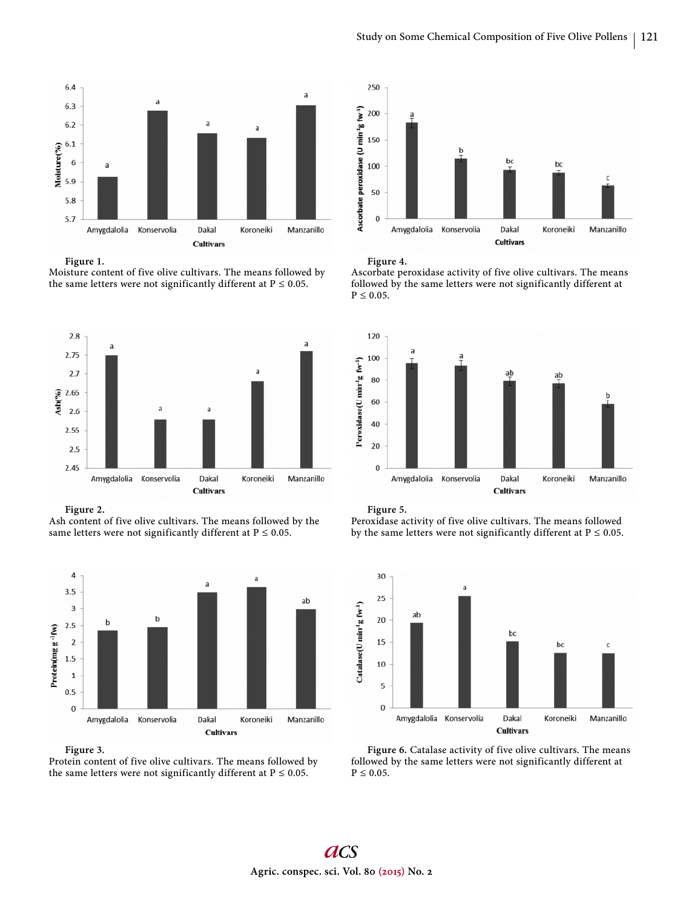**Figure 1.**
Moisture content of five olive cultivars. The means followed by the same letters were not significantly different at P ≤ 0.05.

**Figure 4.**
Ascorbate peroxidase activity of five olive cultivars. The means followed by the same letters were not significantly different at P ≤ 0.05.

**Figure 2.**
Ash content of five olive cultivars. The means followed by the same letters were not significantly different at P ≤ 0.05.

**Figure 5.**
Peroxidase activity of five olive cultivars. The means followed by the same letters were not significantly different at P ≤ 0.05.

**Figure 3.**
Protein content of five olive cultivars. The means followed by the same letters were not significantly different at P ≤ 0.05.

**Figure 6.** Catalase activity of five olive cultivars. The means followed by the same letters were not significantly different at P ≤ 0.05.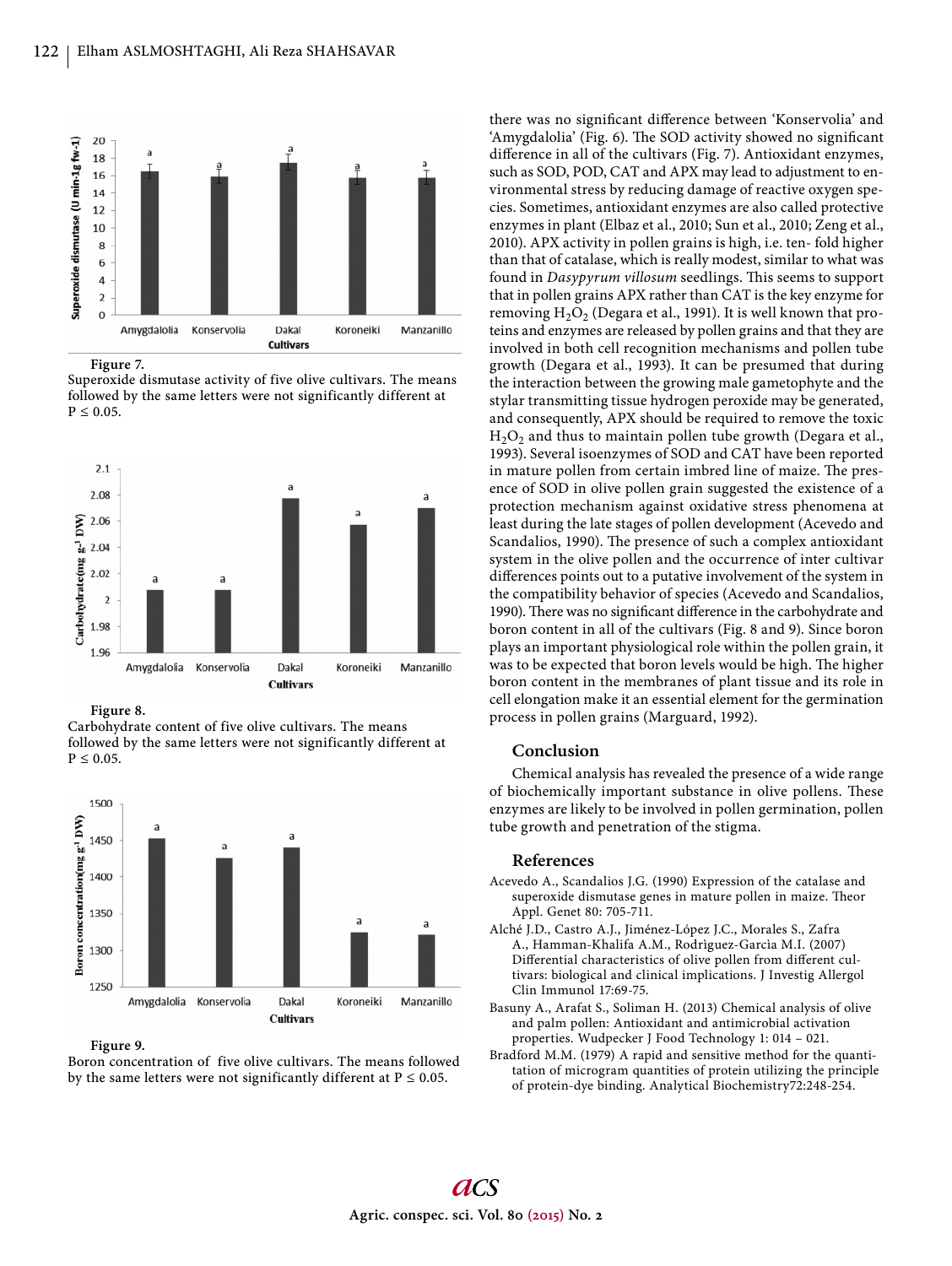Figure 7.
Superoxide dismutase activity of five olive cultivars. The means followed by the same letters were not significantly different at P ≤ 0.05.

Figure 8.
Carbohydrate content of five olive cultivars. The means followed by the same letters were not significantly different at P ≤ 0.05.

Figure 9.
Boron concentration of five olive cultivars. The means followed by the same letters were not significantly different at P ≤ 0.05.

there was no significant difference between 'Konservolia' and 'Amygdalolia' (Fig. 6). The SOD activity showed no significant difference in all of the cultivars (Fig. 7). Antioxidant enzymes, such as SOD, POD, CAT and APX may lead to adjustment to environmental stress by reducing damage of reactive oxygen species. Sometimes, antioxidant enzymes are also called protective enzymes in plant (Elbaz et al., 2010; Sun et al., 2010; Zeng et al., 2010). APX activity in pollen grains is high, i.e. ten- fold higher than that of catalase, which is really modest, similar to what was found in *Dasypyrum villosum* seedlings. This seems to support that in pollen grains APX rather than CAT is the key enzyme for removing $H_2O_2$ (Degara et al., 1991). It is well known that proteins and enzymes are released by pollen grains and that they are involved in both cell recognition mechanisms and pollen tube growth (Degara et al., 1993). It can be presumed that during the interaction between the growing male gametophyte and the stylar transmitting tissue hydrogen peroxide may be generated, and consequently, APX should be required to remove the toxic $H_2O_2$ and thus to maintain pollen tube growth (Degara et al., 1993). Several isoenzymes of SOD and CAT have been reported in mature pollen from certain imbred line of maize. The presence of SOD in olive pollen grain suggested the existence of a protection mechanism against oxidative stress phenomena at least during the late stages of pollen development (Acevedo and Scandalios, 1990). The presence of such a complex antioxidant system in the olive pollen and the occurrence of inter cultivar differences points out to a putative involvement of the system in the compatibility behavior of species (Acevedo and Scandalios, 1990). There was no significant difference in the carbohydrate and boron content in all of the cultivars (Fig. 8 and 9). Since boron plays an important physiological role within the pollen grain, it was to be expected that boron levels would be high. The higher boron content in the membranes of plant tissue and its role in cell elongation make it an essential element for the germination process in pollen grains (Marguard, 1992).

## Conclusion

Chemical analysis has revealed the presence of a wide range of biochemically important substance in olive pollens. These enzymes are likely to be involved in pollen germination, pollen tube growth and penetration of the stigma.

## References

Acevedo A., Scandalios J.G. (1990) Expression of the catalase and superoxide dismutase genes in mature pollen in maize. Theor Appl. Genet 80: 705-711.

Alché J.D., Castro A.J., Jiménez-López J.C., Morales S., Zafra A., Hamman-Khalifa A.M., Rodrìguez-Garcìa M.I. (2007) Differential characteristics of olive pollen from different cultivars: biological and clinical implications. J Investig Allergol Clin Immunol 17:69-75.

Basuny A., Arafat S., Soliman H. (2013) Chemical analysis of olive and palm pollen: Antioxidant and antimicrobial activation properties. Wudpecker J Food Technology 1: 014 – 021.

Bradford M.M. (1979) A rapid and sensitive method for the quantitation of microgram quantities of protein utilizing the principle of protein-dye binding. Analytical Biochemistry72:248-254.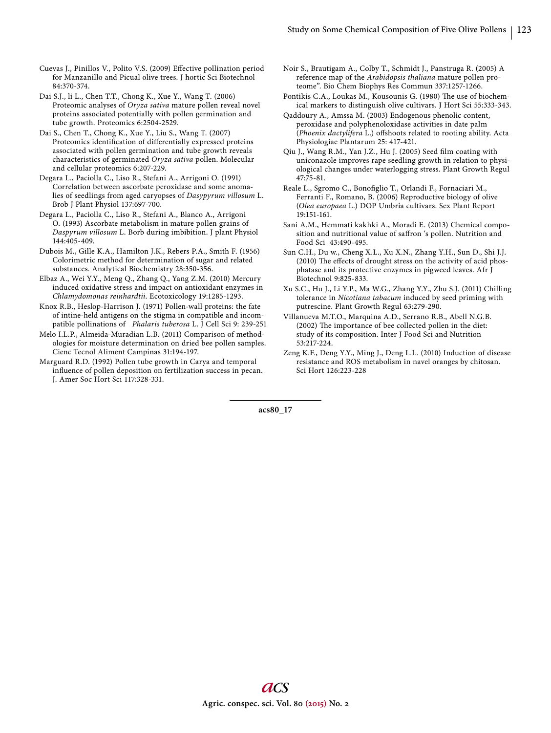Cuevas J., Pinillos V., Polito V.S. (2009) Effective pollination period for Manzanillo and Picual olive trees. J hortic Sci Biotechnol 84:370-374.

Dai S.J., li L., Chen T.T., Chong K., Xue Y., Wang T. (2006) Proteomic analyses of *Oryza sativa* mature pollen reveal novel proteins associated potentially with pollen germination and tube growth. Proteomics 6:2504-2529.

Dai S., Chen T., Chong K., Xue Y., Liu S., Wang T. (2007) Proteomics identification of differentially expressed proteins associated with pollen germination and tube growth reveals characteristics of germinated *Oryza sativa* pollen. Molecular and cellular proteomics 6:207-229.

Degara L., Paciolla C., Liso R., Stefani A., Arrigoni O. (1991) Correlation between ascorbate peroxidase and some anomalies of seedlings from aged caryopses of *Dasypyrum villosum* L. Brob J Plant Physiol 137:697-700.

Degara L., Paciolla C., Liso R., Stefani A., Blanco A., Arrigoni O. (1993) Ascorbate metabolism in mature pollen grains of *Daspyrum villosum* L. Borb during imbibition. J plant Physiol 144:405-409.

Dubois M., Gille K.A., Hamilton J.K., Rebers P.A., Smith F. (1956) Colorimetric method for determination of sugar and related substances. Analytical Biochemistry 28:350-356.

Elbaz A., Wei Y.Y., Meng Q., Zhang Q., Yang Z.M. (2010) Mercury induced oxidative stress and impact on antioxidant enzymes in *Chlamydomonas reinhardtii*. Ecotoxicology 19:1285-1293.

Knox R.B., Heslop-Harrison J. (1971) Pollen-wall proteins: the fate of intine-held antigens on the stigma in compatible and incompatible pollinations of *Phalaris tuberosa* L. J Cell Sci 9: 239-251

Melo I.L.P., Almeida-Muradian L.B. (2011) Comparison of methodologies for moisture determination on dried bee pollen samples. Cienc Tecnol Aliment Campinas 31:194-197.

Marguard R.D. (1992) Pollen tube growth in Carya and temporal influence of pollen deposition on fertilization success in pecan. J. Amer Soc Hort Sci 117:328-331.

Noir S., Brautigam A., Colby T., Schmidt J., Panstruga R. (2005) A reference map of the *Arabidopsis thaliana* mature pollen proteome". Bio Chem Biophys Res Commun 337:1257-1266.

Pontikis C.A., Loukas M., Kousounis G. (1980) The use of biochemical markers to distinguish olive cultivars. J Hort Sci 55:333-343.

Qaddoury A., Amssa M. (2003) Endogenous phenolic content, peroxidase and polyphenoloxidase activities in date palm (*Phoenix dactylifera* L.) offshoots related to rooting ability. Acta Physiologiae Plantarum 25: 417-421.

Qiu J., Wang R.M., Yan J.Z., Hu J. (2005) Seed film coating with uniconazole improves rape seedling growth in relation to physiological changes under waterlogging stress. Plant Growth Regul 47:75-81.

Reale L., Sgromo C., Bonofiglio T., Orlandi F., Fornaciari M., Ferranti F., Romano, B. (2006) Reproductive biology of olive (*Olea europaea* L.) DOP Umbria cultivars. Sex Plant Report 19:151-161.

Sani A.M., Hemmati kakhki A., Moradi E. (2013) Chemical composition and nutritional value of saffron 's pollen. Nutrition and Food Sci 43:490-495.

Sun C.H., Du w., Cheng X.L., Xu X.N., Zhang Y.H., Sun D., Shi J.J. (2010) The effects of drought stress on the activity of acid phosphatase and its protective enzymes in pigweed leaves. Afr J Biotechnol 9:825-833.

Xu S.C., Hu J., Li Y.P., Ma W.G., Zhang Y.Y., Zhu S.J. (2011) Chilling tolerance in *Nicotiana tabacum* induced by seed priming with putrescine. Plant Growth Regul 63:279-290.

Villanueva M.T.O., Marquina A.D., Serrano R.B., Abell N.G.B. (2002) The importance of bee collected pollen in the diet: study of its composition. Inter J Food Sci and Nutrition 53:217-224.

Zeng K.F., Deng Y.Y., Ming J., Deng L.L. (2010) Induction of disease resistance and ROS metabolism in navel oranges by chitosan. Sci Hort 126:223-228

acs80_17